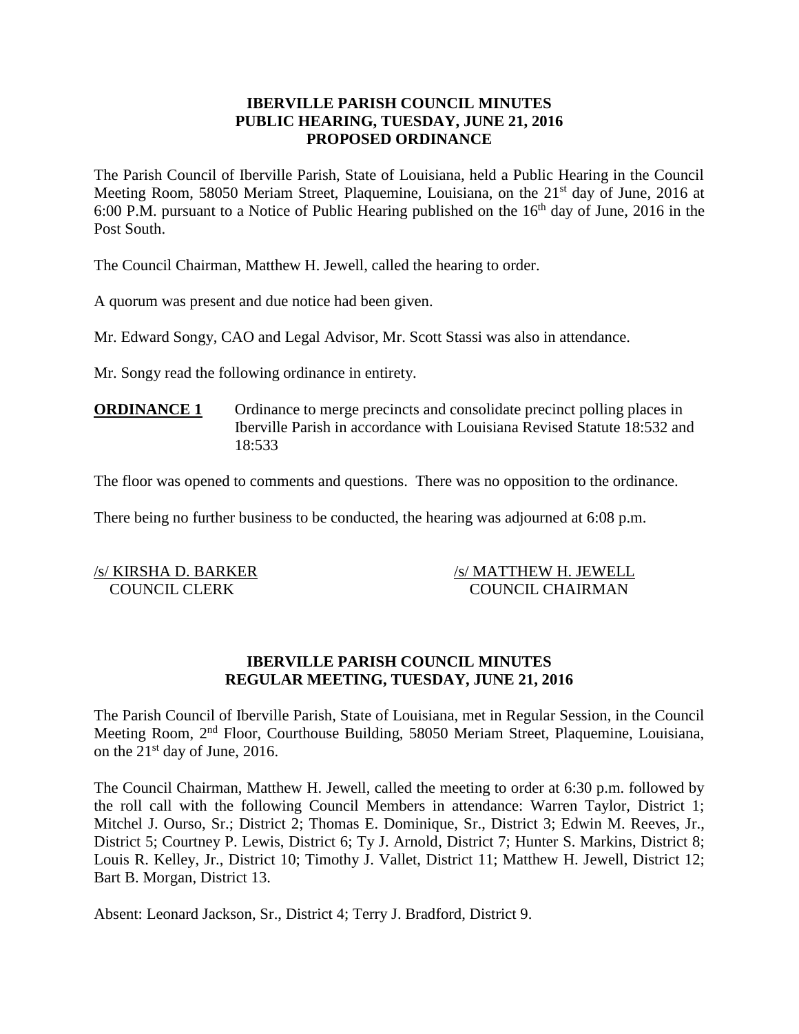**IBERVILLE PARISH COUNCIL MINUTES**
**PUBLIC HEARING, TUESDAY, JUNE 21, 2016**
**PROPOSED ORDINANCE**

The Parish Council of Iberville Parish, State of Louisiana, held a Public Hearing in the Council Meeting Room, 58050 Meriam Street, Plaquemine, Louisiana, on the 21st day of June, 2016 at 6:00 P.M. pursuant to a Notice of Public Hearing published on the 16th day of June, 2016 in the Post South.

The Council Chairman, Matthew H. Jewell, called the hearing to order.

A quorum was present and due notice had been given.

Mr. Edward Songy, CAO and Legal Advisor, Mr. Scott Stassi was also in attendance.

Mr. Songy read the following ordinance in entirety.

**ORDINANCE 1** Ordinance to merge precincts and consolidate precinct polling places in Iberville Parish in accordance with Louisiana Revised Statute 18:532 and 18:533

The floor was opened to comments and questions. There was no opposition to the ordinance.

There being no further business to be conducted, the hearing was adjourned at 6:08 p.m.

/s/ KIRSHA D. BARKER
COUNCIL CLERK

/s/ MATTHEW H. JEWELL
COUNCIL CHAIRMAN

**IBERVILLE PARISH COUNCIL MINUTES**
**REGULAR MEETING, TUESDAY, JUNE 21, 2016**

The Parish Council of Iberville Parish, State of Louisiana, met in Regular Session, in the Council Meeting Room, 2nd Floor, Courthouse Building, 58050 Meriam Street, Plaquemine, Louisiana, on the 21st day of June, 2016.

The Council Chairman, Matthew H. Jewell, called the meeting to order at 6:30 p.m. followed by the roll call with the following Council Members in attendance: Warren Taylor, District 1; Mitchel J. Ourso, Sr.; District 2; Thomas E. Dominique, Sr., District 3; Edwin M. Reeves, Jr., District 5; Courtney P. Lewis, District 6; Ty J. Arnold, District 7; Hunter S. Markins, District 8; Louis R. Kelley, Jr., District 10; Timothy J. Vallet, District 11; Matthew H. Jewell, District 12; Bart B. Morgan, District 13.

Absent: Leonard Jackson, Sr., District 4; Terry J. Bradford, District 9.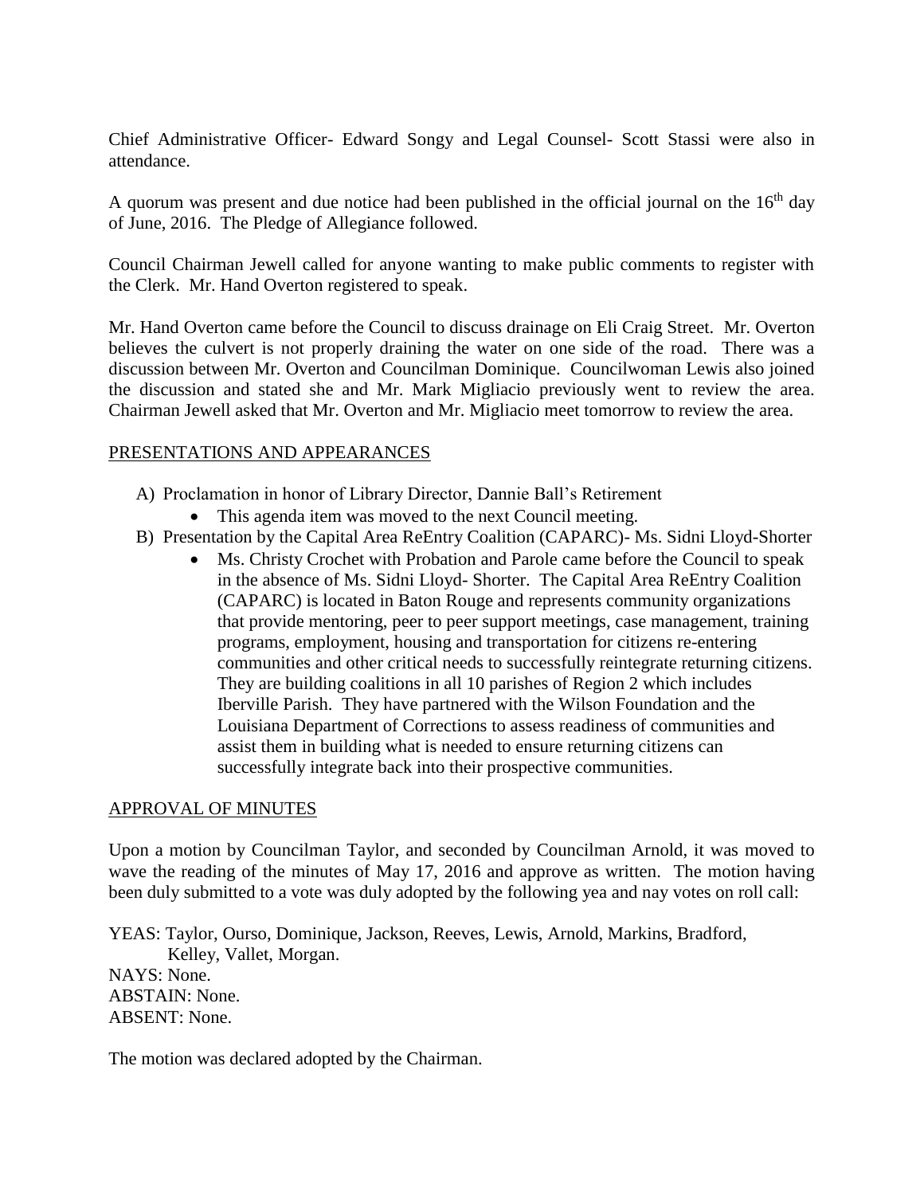Chief Administrative Officer- Edward Songy and Legal Counsel- Scott Stassi were also in attendance.

A quorum was present and due notice had been published in the official journal on the 16th day of June, 2016. The Pledge of Allegiance followed.

Council Chairman Jewell called for anyone wanting to make public comments to register with the Clerk. Mr. Hand Overton registered to speak.

Mr. Hand Overton came before the Council to discuss drainage on Eli Craig Street. Mr. Overton believes the culvert is not properly draining the water on one side of the road. There was a discussion between Mr. Overton and Councilman Dominique. Councilwoman Lewis also joined the discussion and stated she and Mr. Mark Migliacio previously went to review the area. Chairman Jewell asked that Mr. Overton and Mr. Migliacio meet tomorrow to review the area.

## PRESENTATIONS AND APPEARANCES

A) Proclamation in honor of Library Director, Dannie Ball's Retirement
   - This agenda item was moved to the next Council meeting.

B) Presentation by the Capital Area ReEntry Coalition (CAPARC)- Ms. Sidni Lloyd-Shorter
   - Ms. Christy Crochet with Probation and Parole came before the Council to speak in the absence of Ms. Sidni Lloyd- Shorter. The Capital Area ReEntry Coalition (CAPARC) is located in Baton Rouge and represents community organizations that provide mentoring, peer to peer support meetings, case management, training programs, employment, housing and transportation for citizens re-entering communities and other critical needs to successfully reintegrate returning citizens. They are building coalitions in all 10 parishes of Region 2 which includes Iberville Parish. They have partnered with the Wilson Foundation and the Louisiana Department of Corrections to assess readiness of communities and assist them in building what is needed to ensure returning citizens can successfully integrate back into their prospective communities.

## APPROVAL OF MINUTES

Upon a motion by Councilman Taylor, and seconded by Councilman Arnold, it was moved to wave the reading of the minutes of May 17, 2016 and approve as written. The motion having been duly submitted to a vote was duly adopted by the following yea and nay votes on roll call:

YEAS: Taylor, Ourso, Dominique, Jackson, Reeves, Lewis, Arnold, Markins, Bradford, Kelley, Vallet, Morgan.
NAYS: None.
ABSTAIN: None.
ABSENT: None.

The motion was declared adopted by the Chairman.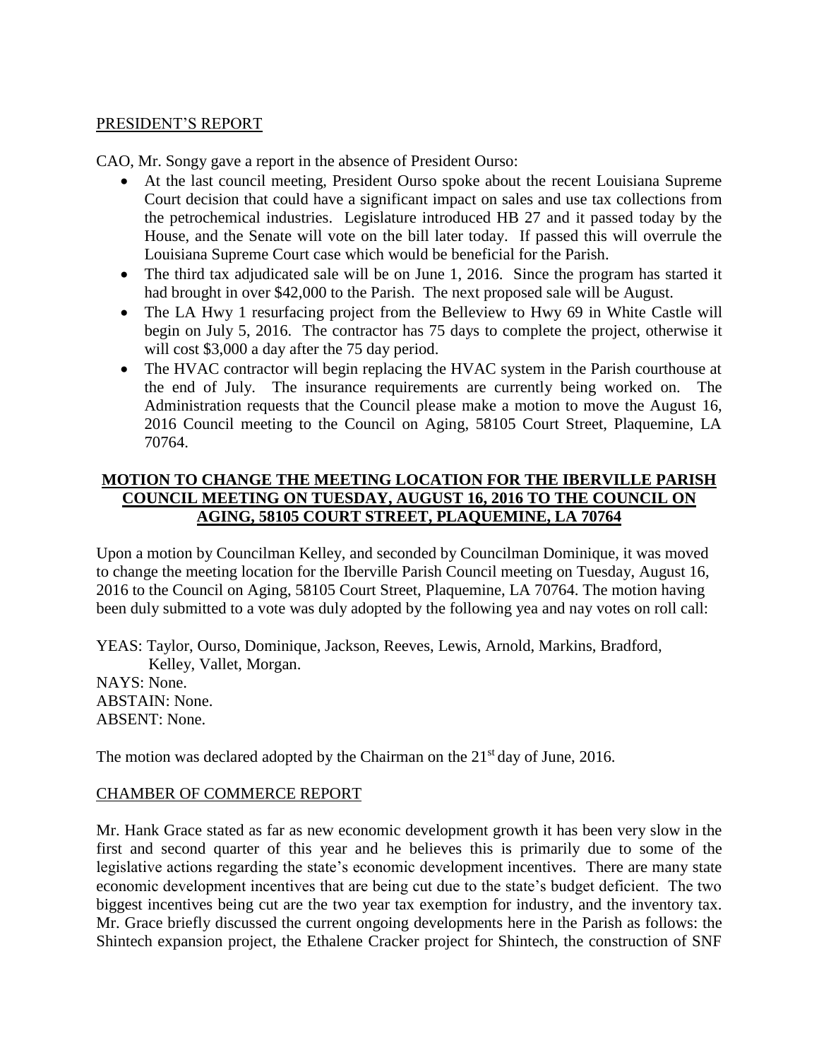PRESIDENT'S REPORT

CAO, Mr. Songy gave a report in the absence of President Ourso:

- At the last council meeting, President Ourso spoke about the recent Louisiana Supreme Court decision that could have a significant impact on sales and use tax collections from the petrochemical industries. Legislature introduced HB 27 and it passed today by the House, and the Senate will vote on the bill later today. If passed this will overrule the Louisiana Supreme Court case which would be beneficial for the Parish.
- The third tax adjudicated sale will be on June 1, 2016. Since the program has started it had brought in over $42,000 to the Parish. The next proposed sale will be August.
- The LA Hwy 1 resurfacing project from the Belleview to Hwy 69 in White Castle will begin on July 5, 2016. The contractor has 75 days to complete the project, otherwise it will cost $3,000 a day after the 75 day period.
- The HVAC contractor will begin replacing the HVAC system in the Parish courthouse at the end of July. The insurance requirements are currently being worked on. The Administration requests that the Council please make a motion to move the August 16, 2016 Council meeting to the Council on Aging, 58105 Court Street, Plaquemine, LA 70764.

**MOTION TO CHANGE THE MEETING LOCATION FOR THE IBERVILLE PARISH COUNCIL MEETING ON TUESDAY, AUGUST 16, 2016 TO THE COUNCIL ON AGING, 58105 COURT STREET, PLAQUEMINE, LA 70764**

Upon a motion by Councilman Kelley, and seconded by Councilman Dominique, it was moved to change the meeting location for the Iberville Parish Council meeting on Tuesday, August 16, 2016 to the Council on Aging, 58105 Court Street, Plaquemine, LA 70764. The motion having been duly submitted to a vote was duly adopted by the following yea and nay votes on roll call:

YEAS: Taylor, Ourso, Dominique, Jackson, Reeves, Lewis, Arnold, Markins, Bradford, Kelley, Vallet, Morgan.
NAYS: None.
ABSTAIN: None.
ABSENT: None.

The motion was declared adopted by the Chairman on the 21st day of June, 2016.

CHAMBER OF COMMERCE REPORT

Mr. Hank Grace stated as far as new economic development growth it has been very slow in the first and second quarter of this year and he believes this is primarily due to some of the legislative actions regarding the state's economic development incentives. There are many state economic development incentives that are being cut due to the state's budget deficient. The two biggest incentives being cut are the two year tax exemption for industry, and the inventory tax. Mr. Grace briefly discussed the current ongoing developments here in the Parish as follows: the Shintech expansion project, the Ethalene Cracker project for Shintech, the construction of SNF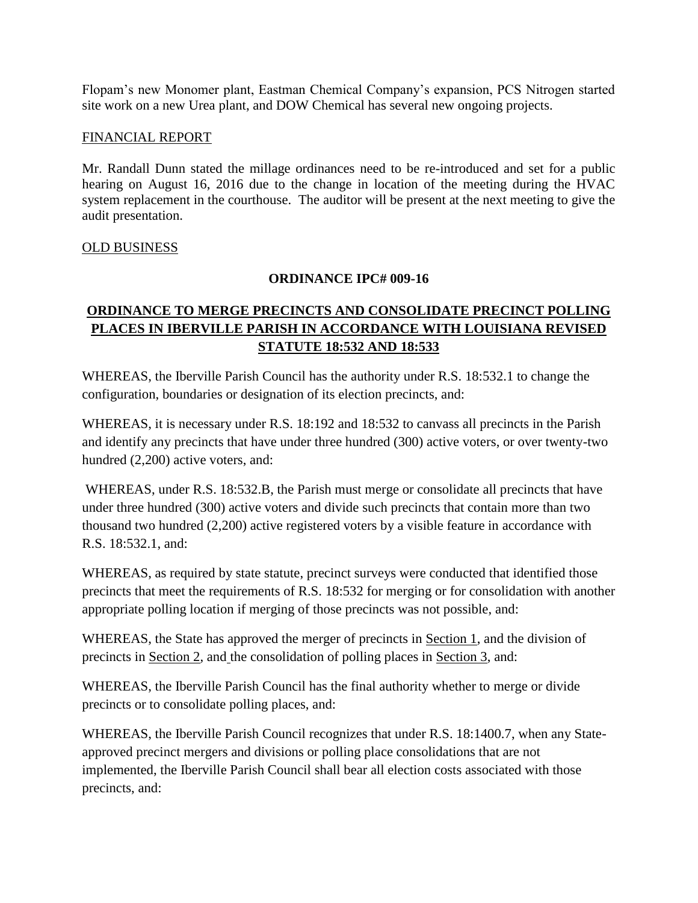Flopam's new Monomer plant, Eastman Chemical Company's expansion, PCS Nitrogen started site work on a new Urea plant, and DOW Chemical has several new ongoing projects.

## FINANCIAL REPORT

Mr. Randall Dunn stated the millage ordinances need to be re-introduced and set for a public hearing on August 16, 2016 due to the change in location of the meeting during the HVAC system replacement in the courthouse. The auditor will be present at the next meeting to give the audit presentation.

## OLD BUSINESS

**ORDINANCE IPC# 009-16**

**ORDINANCE TO MERGE PRECINCTS AND CONSOLIDATE PRECINCT POLLING PLACES IN IBERVILLE PARISH IN ACCORDANCE WITH LOUISIANA REVISED STATUTE 18:532 AND 18:533**

WHEREAS, the Iberville Parish Council has the authority under R.S. 18:532.1 to change the configuration, boundaries or designation of its election precincts, and:

WHEREAS, it is necessary under R.S. 18:192 and 18:532 to canvass all precincts in the Parish and identify any precincts that have under three hundred (300) active voters, or over twenty-two hundred (2,200) active voters, and:

WHEREAS, under R.S. 18:532.B, the Parish must merge or consolidate all precincts that have under three hundred (300) active voters and divide such precincts that contain more than two thousand two hundred (2,200) active registered voters by a visible feature in accordance with R.S. 18:532.1, and:

WHEREAS, as required by state statute, precinct surveys were conducted that identified those precincts that meet the requirements of R.S. 18:532 for merging or for consolidation with another appropriate polling location if merging of those precincts was not possible, and:

WHEREAS, the State has approved the merger of precincts in Section 1, and the division of precincts in Section 2, and the consolidation of polling places in Section 3, and:

WHEREAS, the Iberville Parish Council has the final authority whether to merge or divide precincts or to consolidate polling places, and:

WHEREAS, the Iberville Parish Council recognizes that under R.S. 18:1400.7, when any State-approved precinct mergers and divisions or polling place consolidations that are not implemented, the Iberville Parish Council shall bear all election costs associated with those precincts, and: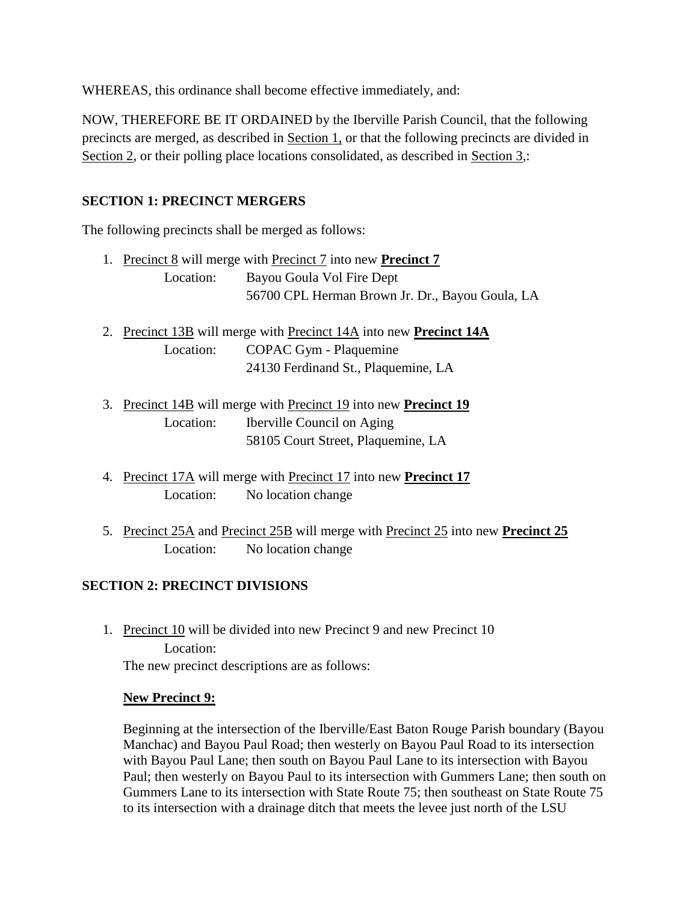WHEREAS, this ordinance shall become effective immediately, and:

NOW, THEREFORE BE IT ORDAINED by the Iberville Parish Council, that the following precincts are merged, as described in Section 1, or that the following precincts are divided in Section 2, or their polling place locations consolidated, as described in Section 3,:

**SECTION 1: PRECINCT MERGERS**

The following precincts shall be merged as follows:

1. Precinct 8 will merge with Precinct 7 into new **Precinct 7**
   Location: Bayou Goula Vol Fire Dept
   56700 CPL Herman Brown Jr. Dr., Bayou Goula, LA

2. Precinct 13B will merge with Precinct 14A into new **Precinct 14A**
   Location: COPAC Gym - Plaquemine
   24130 Ferdinand St., Plaquemine, LA

3. Precinct 14B will merge with Precinct 19 into new **Precinct 19**
   Location: Iberville Council on Aging
   58105 Court Street, Plaquemine, LA

4. Precinct 17A will merge with Precinct 17 into new **Precinct 17**
   Location: No location change

5. Precinct 25A and Precinct 25B will merge with Precinct 25 into new **Precinct 25**
   Location: No location change

**SECTION 2: PRECINCT DIVISIONS**

1. Precinct 10 will be divided into new Precinct 9 and new Precinct 10
   Location:
   The new precinct descriptions are as follows:

   **New Precinct 9:**

   Beginning at the intersection of the Iberville/East Baton Rouge Parish boundary (Bayou Manchac) and Bayou Paul Road; then westerly on Bayou Paul Road to its intersection with Bayou Paul Lane; then south on Bayou Paul Lane to its intersection with Bayou Paul; then westerly on Bayou Paul to its intersection with Gummers Lane; then south on Gummers Lane to its intersection with State Route 75; then southeast on State Route 75 to its intersection with a drainage ditch that meets the levee just north of the LSU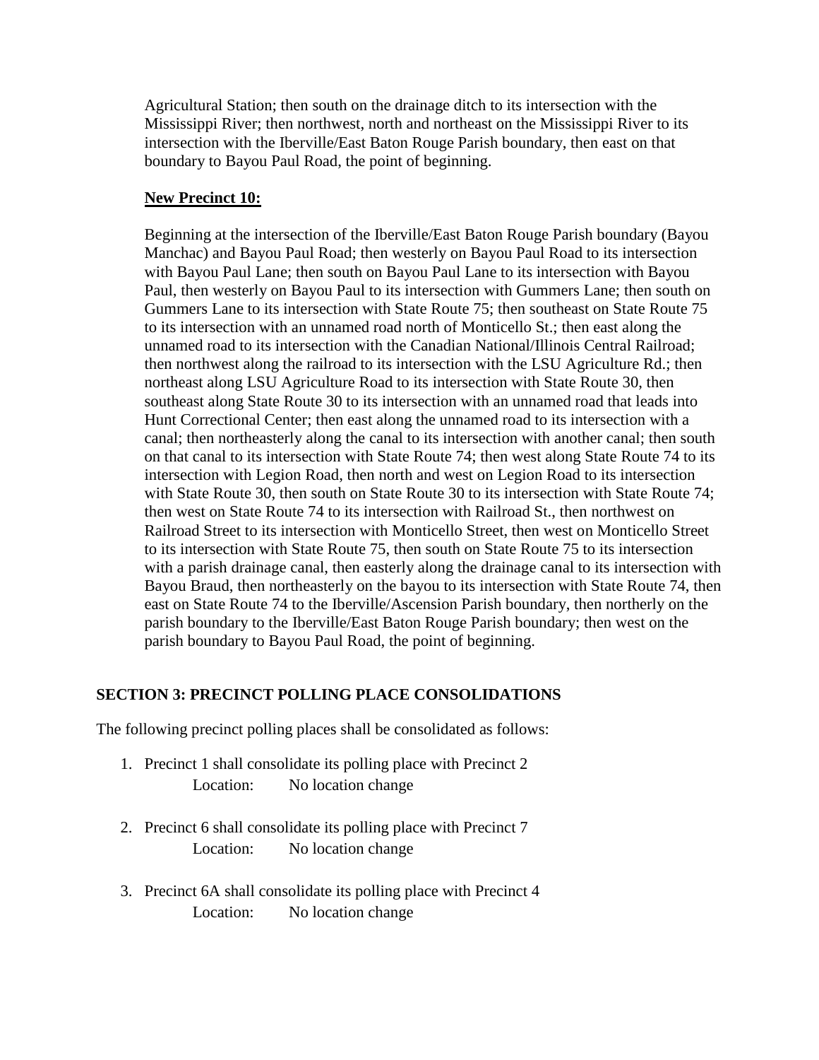Agricultural Station; then south on the drainage ditch to its intersection with the Mississippi River; then northwest, north and northeast on the Mississippi River to its intersection with the Iberville/East Baton Rouge Parish boundary, then east on that boundary to Bayou Paul Road, the point of beginning.

**New Precinct 10:**

Beginning at the intersection of the Iberville/East Baton Rouge Parish boundary (Bayou Manchac) and Bayou Paul Road; then westerly on Bayou Paul Road to its intersection with Bayou Paul Lane; then south on Bayou Paul Lane to its intersection with Bayou Paul, then westerly on Bayou Paul to its intersection with Gummers Lane; then south on Gummers Lane to its intersection with State Route 75; then southeast on State Route 75 to its intersection with an unnamed road north of Monticello St.; then east along the unnamed road to its intersection with the Canadian National/Illinois Central Railroad; then northwest along the railroad to its intersection with the LSU Agriculture Rd.; then northeast along LSU Agriculture Road to its intersection with State Route 30, then southeast along State Route 30 to its intersection with an unnamed road that leads into Hunt Correctional Center; then east along the unnamed road to its intersection with a canal; then northeasterly along the canal to its intersection with another canal; then south on that canal to its intersection with State Route 74; then west along State Route 74 to its intersection with Legion Road, then north and west on Legion Road to its intersection with State Route 30, then south on State Route 30 to its intersection with State Route 74; then west on State Route 74 to its intersection with Railroad St., then northwest on Railroad Street to its intersection with Monticello Street, then west on Monticello Street to its intersection with State Route 75, then south on State Route 75 to its intersection with a parish drainage canal, then easterly along the drainage canal to its intersection with Bayou Braud, then northeasterly on the bayou to its intersection with State Route 74, then east on State Route 74 to the Iberville/Ascension Parish boundary, then northerly on the parish boundary to the Iberville/East Baton Rouge Parish boundary; then west on the parish boundary to Bayou Paul Road, the point of beginning.

## SECTION 3: PRECINCT POLLING PLACE CONSOLIDATIONS

The following precinct polling places shall be consolidated as follows:

1. Precinct 1 shall consolidate its polling place with Precinct 2
   Location: No location change

2. Precinct 6 shall consolidate its polling place with Precinct 7
   Location: No location change

3. Precinct 6A shall consolidate its polling place with Precinct 4
   Location: No location change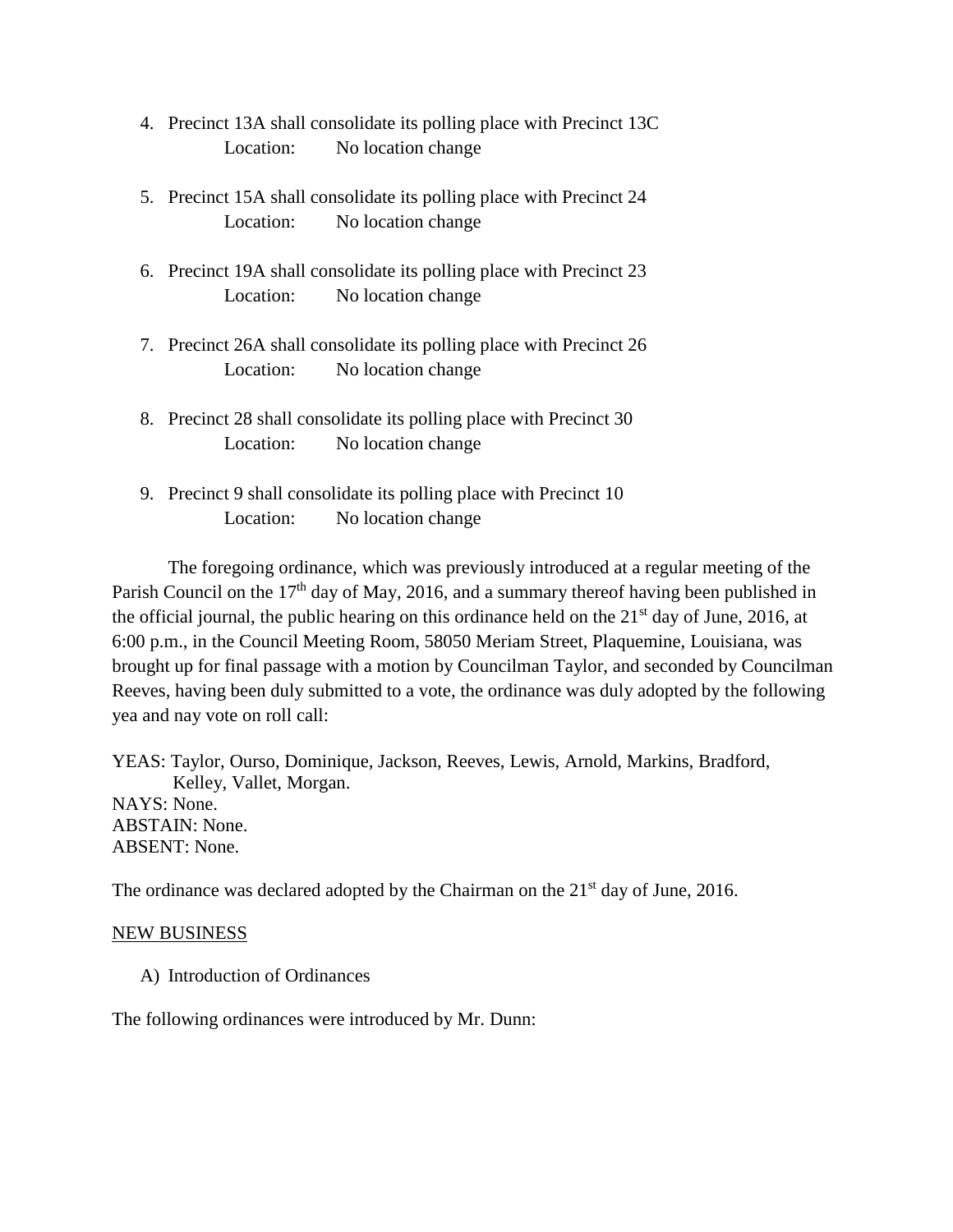4. Precinct 13A shall consolidate its polling place with Precinct 13C
   Location: No location change

5. Precinct 15A shall consolidate its polling place with Precinct 24
   Location: No location change

6. Precinct 19A shall consolidate its polling place with Precinct 23
   Location: No location change

7. Precinct 26A shall consolidate its polling place with Precinct 26
   Location: No location change

8. Precinct 28 shall consolidate its polling place with Precinct 30
   Location: No location change

9. Precinct 9 shall consolidate its polling place with Precinct 10
   Location: No location change

The foregoing ordinance, which was previously introduced at a regular meeting of the Parish Council on the 17th day of May, 2016, and a summary thereof having been published in the official journal, the public hearing on this ordinance held on the 21st day of June, 2016, at 6:00 p.m., in the Council Meeting Room, 58050 Meriam Street, Plaquemine, Louisiana, was brought up for final passage with a motion by Councilman Taylor, and seconded by Councilman Reeves, having been duly submitted to a vote, the ordinance was duly adopted by the following yea and nay vote on roll call:

YEAS: Taylor, Ourso, Dominique, Jackson, Reeves, Lewis, Arnold, Markins, Bradford, Kelley, Vallet, Morgan.
NAYS: None.
ABSTAIN: None.
ABSENT: None.

The ordinance was declared adopted by the Chairman on the 21st day of June, 2016.

<u>NEW BUSINESS</u>

A) Introduction of Ordinances

The following ordinances were introduced by Mr. Dunn: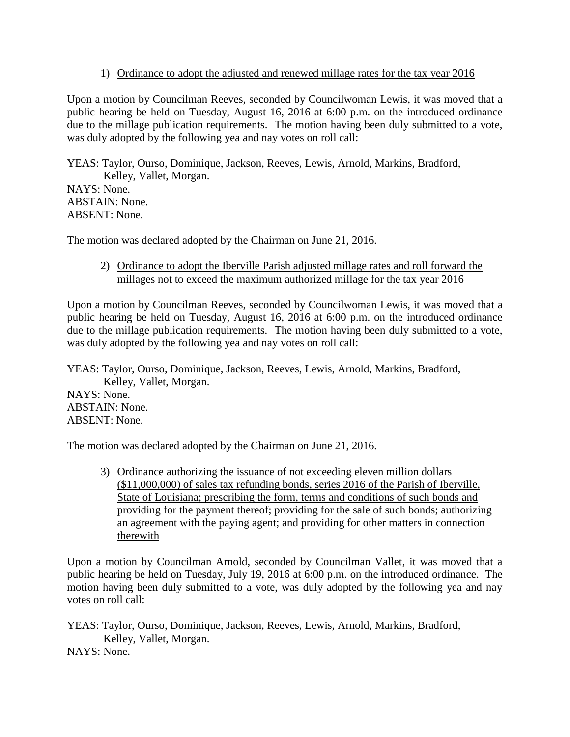1) Ordinance to adopt the adjusted and renewed millage rates for the tax year 2016

Upon a motion by Councilman Reeves, seconded by Councilwoman Lewis, it was moved that a public hearing be held on Tuesday, August 16, 2016 at 6:00 p.m. on the introduced ordinance due to the millage publication requirements. The motion having been duly submitted to a vote, was duly adopted by the following yea and nay votes on roll call:

YEAS: Taylor, Ourso, Dominique, Jackson, Reeves, Lewis, Arnold, Markins, Bradford, Kelley, Vallet, Morgan.
NAYS: None.
ABSTAIN: None.
ABSENT: None.

The motion was declared adopted by the Chairman on June 21, 2016.

2) Ordinance to adopt the Iberville Parish adjusted millage rates and roll forward the millages not to exceed the maximum authorized millage for the tax year 2016

Upon a motion by Councilman Reeves, seconded by Councilwoman Lewis, it was moved that a public hearing be held on Tuesday, August 16, 2016 at 6:00 p.m. on the introduced ordinance due to the millage publication requirements. The motion having been duly submitted to a vote, was duly adopted by the following yea and nay votes on roll call:

YEAS: Taylor, Ourso, Dominique, Jackson, Reeves, Lewis, Arnold, Markins, Bradford, Kelley, Vallet, Morgan.
NAYS: None.
ABSTAIN: None.
ABSENT: None.

The motion was declared adopted by the Chairman on June 21, 2016.

3) Ordinance authorizing the issuance of not exceeding eleven million dollars ($11,000,000) of sales tax refunding bonds, series 2016 of the Parish of Iberville, State of Louisiana; prescribing the form, terms and conditions of such bonds and providing for the payment thereof; providing for the sale of such bonds; authorizing an agreement with the paying agent; and providing for other matters in connection therewith

Upon a motion by Councilman Arnold, seconded by Councilman Vallet, it was moved that a public hearing be held on Tuesday, July 19, 2016 at 6:00 p.m. on the introduced ordinance. The motion having been duly submitted to a vote, was duly adopted by the following yea and nay votes on roll call:

YEAS: Taylor, Ourso, Dominique, Jackson, Reeves, Lewis, Arnold, Markins, Bradford, Kelley, Vallet, Morgan.
NAYS: None.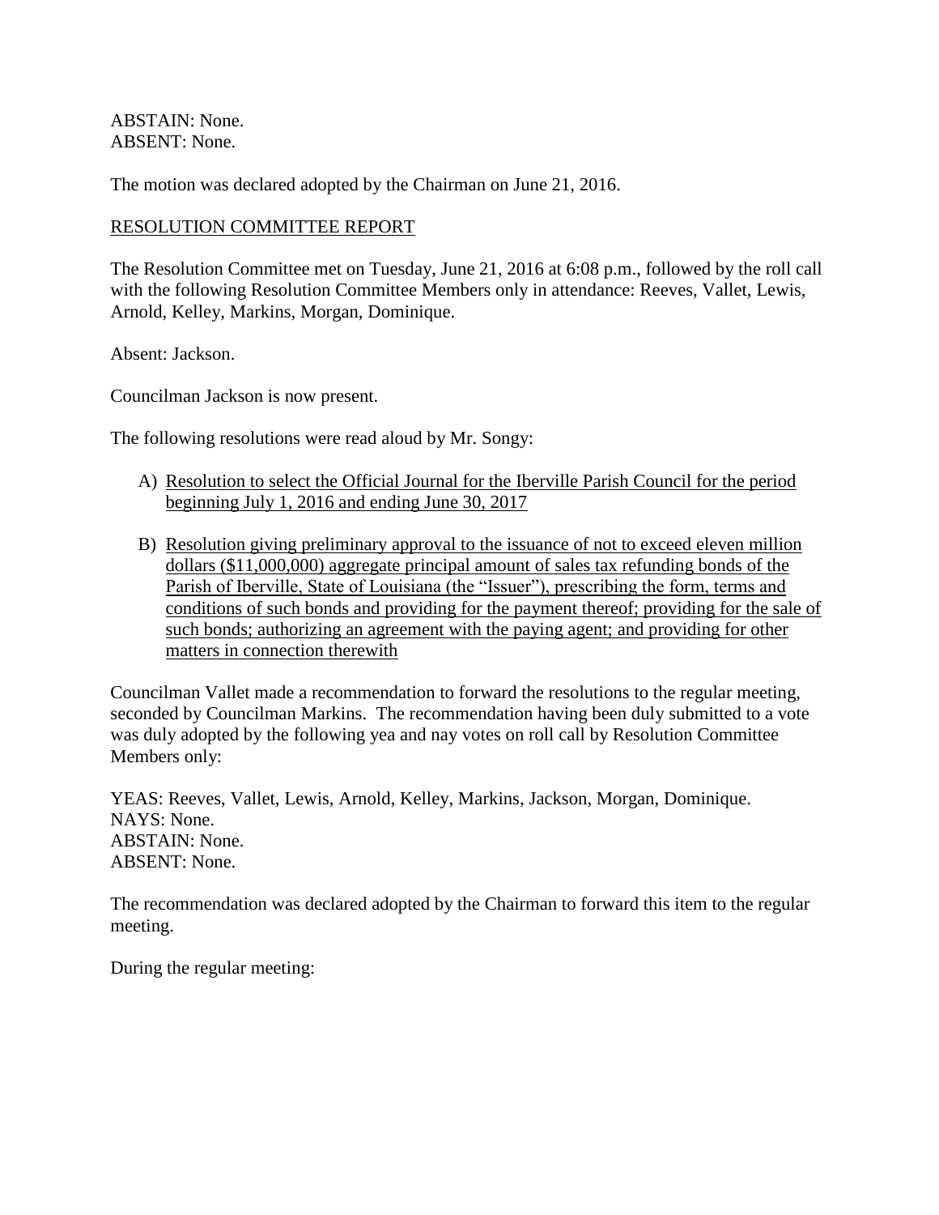ABSTAIN: None.
ABSENT: None.

The motion was declared adopted by the Chairman on June 21, 2016.

RESOLUTION COMMITTEE REPORT

The Resolution Committee met on Tuesday, June 21, 2016 at 6:08 p.m., followed by the roll call with the following Resolution Committee Members only in attendance: Reeves, Vallet, Lewis, Arnold, Kelley, Markins, Morgan, Dominique.

Absent: Jackson.

Councilman Jackson is now present.

The following resolutions were read aloud by Mr. Songy:

A) Resolution to select the Official Journal for the Iberville Parish Council for the period beginning July 1, 2016 and ending June 30, 2017

B) Resolution giving preliminary approval to the issuance of not to exceed eleven million dollars ($11,000,000) aggregate principal amount of sales tax refunding bonds of the Parish of Iberville, State of Louisiana (the "Issuer"), prescribing the form, terms and conditions of such bonds and providing for the payment thereof; providing for the sale of such bonds; authorizing an agreement with the paying agent; and providing for other matters in connection therewith

Councilman Vallet made a recommendation to forward the resolutions to the regular meeting, seconded by Councilman Markins. The recommendation having been duly submitted to a vote was duly adopted by the following yea and nay votes on roll call by Resolution Committee Members only:

YEAS: Reeves, Vallet, Lewis, Arnold, Kelley, Markins, Jackson, Morgan, Dominique.
NAYS: None.
ABSTAIN: None.
ABSENT: None.

The recommendation was declared adopted by the Chairman to forward this item to the regular meeting.

During the regular meeting: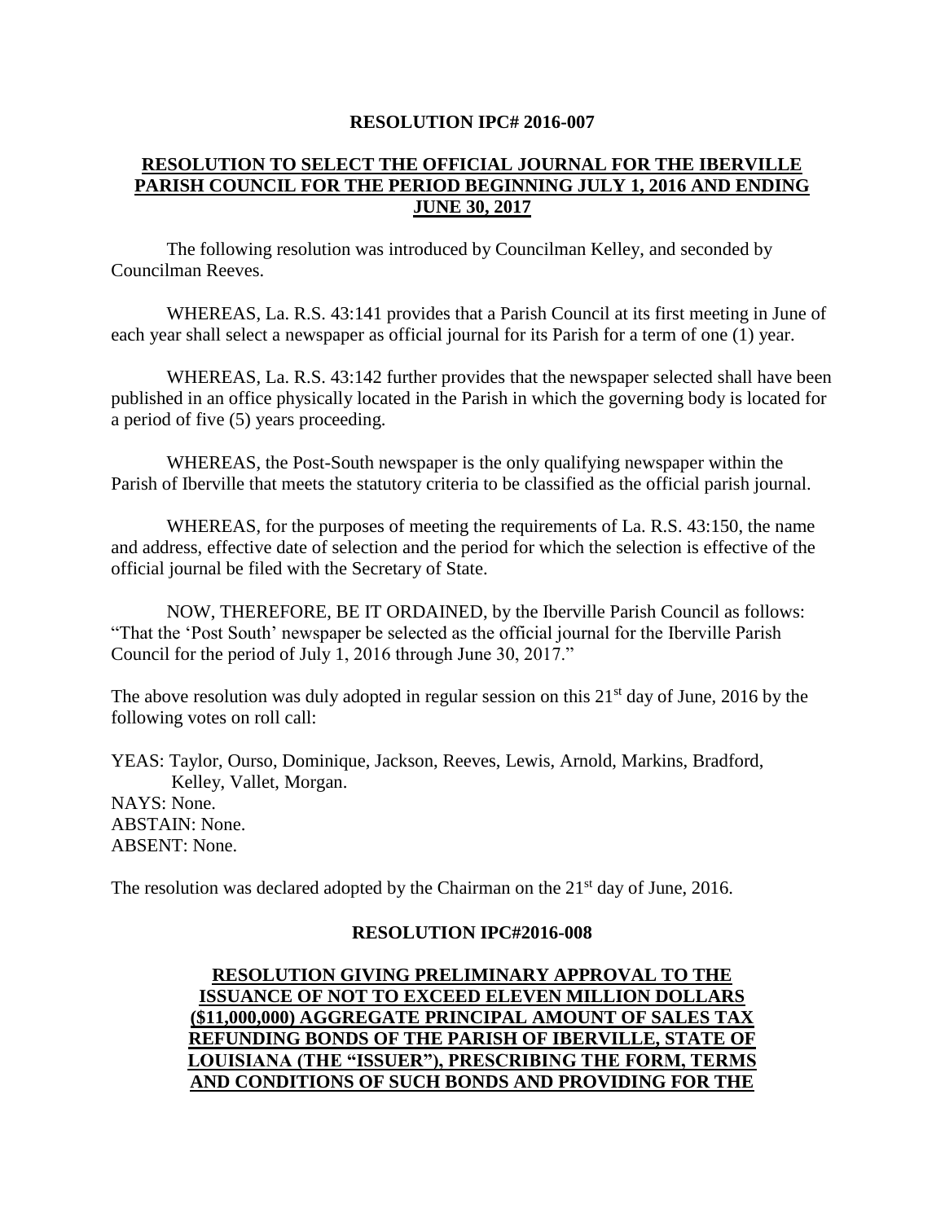**RESOLUTION IPC# 2016-007**

**RESOLUTION TO SELECT THE OFFICIAL JOURNAL FOR THE IBERVILLE PARISH COUNCIL FOR THE PERIOD BEGINNING JULY 1, 2016 AND ENDING JUNE 30, 2017**

The following resolution was introduced by Councilman Kelley, and seconded by Councilman Reeves.

WHEREAS, La. R.S. 43:141 provides that a Parish Council at its first meeting in June of each year shall select a newspaper as official journal for its Parish for a term of one (1) year.

WHEREAS, La. R.S. 43:142 further provides that the newspaper selected shall have been published in an office physically located in the Parish in which the governing body is located for a period of five (5) years proceeding.

WHEREAS, the Post-South newspaper is the only qualifying newspaper within the Parish of Iberville that meets the statutory criteria to be classified as the official parish journal.

WHEREAS, for the purposes of meeting the requirements of La. R.S. 43:150, the name and address, effective date of selection and the period for which the selection is effective of the official journal be filed with the Secretary of State.

NOW, THEREFORE, BE IT ORDAINED, by the Iberville Parish Council as follows: "That the 'Post South' newspaper be selected as the official journal for the Iberville Parish Council for the period of July 1, 2016 through June 30, 2017."

The above resolution was duly adopted in regular session on this 21st day of June, 2016 by the following votes on roll call:

YEAS: Taylor, Ourso, Dominique, Jackson, Reeves, Lewis, Arnold, Markins, Bradford, Kelley, Vallet, Morgan.
NAYS: None.
ABSTAIN: None.
ABSENT: None.

The resolution was declared adopted by the Chairman on the 21st day of June, 2016.

**RESOLUTION IPC#2016-008**

**RESOLUTION GIVING PRELIMINARY APPROVAL TO THE ISSUANCE OF NOT TO EXCEED ELEVEN MILLION DOLLARS ($11,000,000) AGGREGATE PRINCIPAL AMOUNT OF SALES TAX REFUNDING BONDS OF THE PARISH OF IBERVILLE, STATE OF LOUISIANA (THE "ISSUER"), PRESCRIBING THE FORM, TERMS AND CONDITIONS OF SUCH BONDS AND PROVIDING FOR THE**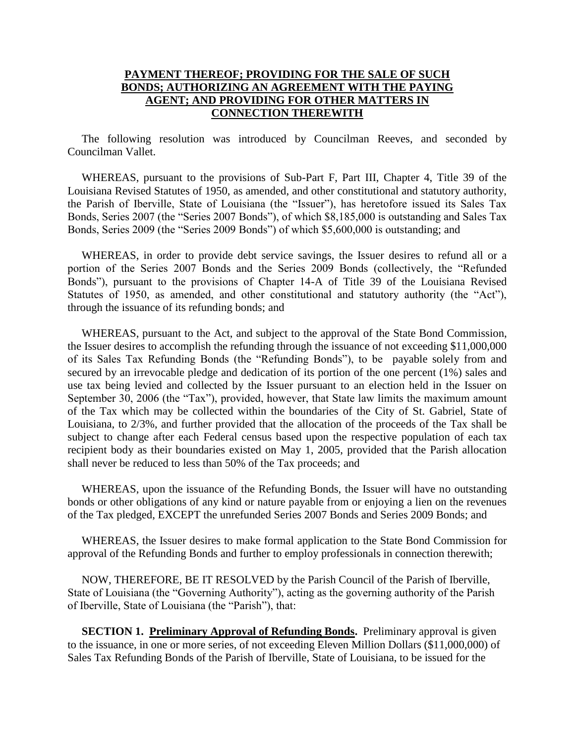**PAYMENT THEREOF; PROVIDING FOR THE SALE OF SUCH BONDS; AUTHORIZING AN AGREEMENT WITH THE PAYING AGENT; AND PROVIDING FOR OTHER MATTERS IN CONNECTION THEREWITH**

The following resolution was introduced by Councilman Reeves, and seconded by Councilman Vallet.

WHEREAS, pursuant to the provisions of Sub-Part F, Part III, Chapter 4, Title 39 of the Louisiana Revised Statutes of 1950, as amended, and other constitutional and statutory authority, the Parish of Iberville, State of Louisiana (the "Issuer"), has heretofore issued its Sales Tax Bonds, Series 2007 (the "Series 2007 Bonds"), of which $8,185,000 is outstanding and Sales Tax Bonds, Series 2009 (the "Series 2009 Bonds") of which $5,600,000 is outstanding; and

WHEREAS, in order to provide debt service savings, the Issuer desires to refund all or a portion of the Series 2007 Bonds and the Series 2009 Bonds (collectively, the "Refunded Bonds"), pursuant to the provisions of Chapter 14-A of Title 39 of the Louisiana Revised Statutes of 1950, as amended, and other constitutional and statutory authority (the "Act"), through the issuance of its refunding bonds; and

WHEREAS, pursuant to the Act, and subject to the approval of the State Bond Commission, the Issuer desires to accomplish the refunding through the issuance of not exceeding $11,000,000 of its Sales Tax Refunding Bonds (the "Refunding Bonds"), to be payable solely from and secured by an irrevocable pledge and dedication of its portion of the one percent (1%) sales and use tax being levied and collected by the Issuer pursuant to an election held in the Issuer on September 30, 2006 (the "Tax"), provided, however, that State law limits the maximum amount of the Tax which may be collected within the boundaries of the City of St. Gabriel, State of Louisiana, to 2/3%, and further provided that the allocation of the proceeds of the Tax shall be subject to change after each Federal census based upon the respective population of each tax recipient body as their boundaries existed on May 1, 2005, provided that the Parish allocation shall never be reduced to less than 50% of the Tax proceeds; and

WHEREAS, upon the issuance of the Refunding Bonds, the Issuer will have no outstanding bonds or other obligations of any kind or nature payable from or enjoying a lien on the revenues of the Tax pledged, EXCEPT the unrefunded Series 2007 Bonds and Series 2009 Bonds; and

WHEREAS, the Issuer desires to make formal application to the State Bond Commission for approval of the Refunding Bonds and further to employ professionals in connection therewith;

NOW, THEREFORE, BE IT RESOLVED by the Parish Council of the Parish of Iberville, State of Louisiana (the "Governing Authority"), acting as the governing authority of the Parish of Iberville, State of Louisiana (the "Parish"), that:

**SECTION 1. Preliminary Approval of Refunding Bonds.** Preliminary approval is given to the issuance, in one or more series, of not exceeding Eleven Million Dollars ($11,000,000) of Sales Tax Refunding Bonds of the Parish of Iberville, State of Louisiana, to be issued for the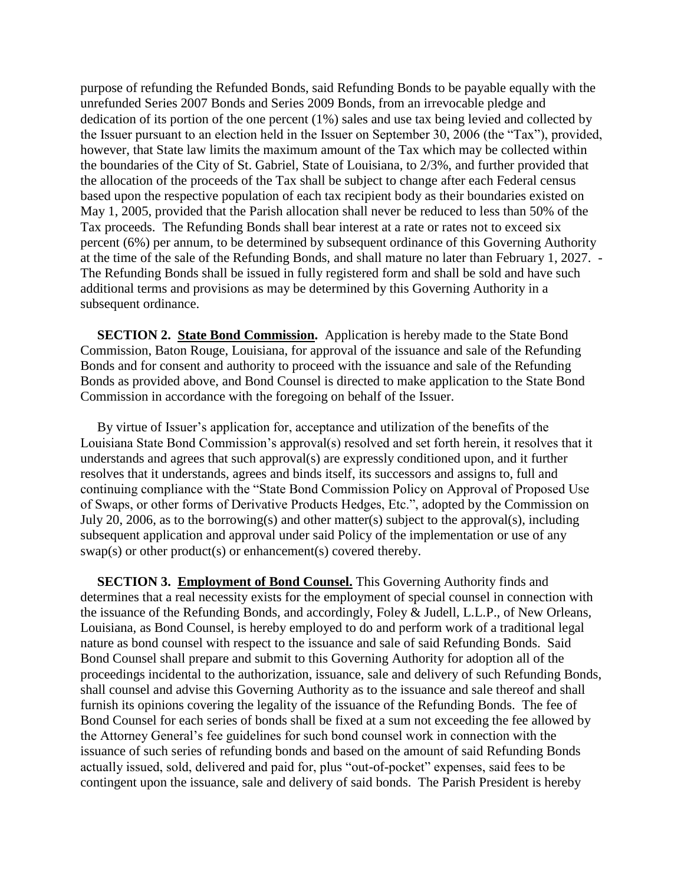purpose of refunding the Refunded Bonds, said Refunding Bonds to be payable equally with the unrefunded Series 2007 Bonds and Series 2009 Bonds, from an irrevocable pledge and dedication of its portion of the one percent (1%) sales and use tax being levied and collected by the Issuer pursuant to an election held in the Issuer on September 30, 2006 (the "Tax"), provided, however, that State law limits the maximum amount of the Tax which may be collected within the boundaries of the City of St. Gabriel, State of Louisiana, to 2/3%, and further provided that the allocation of the proceeds of the Tax shall be subject to change after each Federal census based upon the respective population of each tax recipient body as their boundaries existed on May 1, 2005, provided that the Parish allocation shall never be reduced to less than 50% of the Tax proceeds. The Refunding Bonds shall bear interest at a rate or rates not to exceed six percent (6%) per annum, to be determined by subsequent ordinance of this Governing Authority at the time of the sale of the Refunding Bonds, and shall mature no later than February 1, 2027. - The Refunding Bonds shall be issued in fully registered form and shall be sold and have such additional terms and provisions as may be determined by this Governing Authority in a subsequent ordinance.

**SECTION 2. State Bond Commission.** Application is hereby made to the State Bond Commission, Baton Rouge, Louisiana, for approval of the issuance and sale of the Refunding Bonds and for consent and authority to proceed with the issuance and sale of the Refunding Bonds as provided above, and Bond Counsel is directed to make application to the State Bond Commission in accordance with the foregoing on behalf of the Issuer.

By virtue of Issuer's application for, acceptance and utilization of the benefits of the Louisiana State Bond Commission's approval(s) resolved and set forth herein, it resolves that it understands and agrees that such approval(s) are expressly conditioned upon, and it further resolves that it understands, agrees and binds itself, its successors and assigns to, full and continuing compliance with the "State Bond Commission Policy on Approval of Proposed Use of Swaps, or other forms of Derivative Products Hedges, Etc.", adopted by the Commission on July 20, 2006, as to the borrowing(s) and other matter(s) subject to the approval(s), including subsequent application and approval under said Policy of the implementation or use of any swap(s) or other product(s) or enhancement(s) covered thereby.

**SECTION 3. Employment of Bond Counsel.** This Governing Authority finds and determines that a real necessity exists for the employment of special counsel in connection with the issuance of the Refunding Bonds, and accordingly, Foley & Judell, L.L.P., of New Orleans, Louisiana, as Bond Counsel, is hereby employed to do and perform work of a traditional legal nature as bond counsel with respect to the issuance and sale of said Refunding Bonds. Said Bond Counsel shall prepare and submit to this Governing Authority for adoption all of the proceedings incidental to the authorization, issuance, sale and delivery of such Refunding Bonds, shall counsel and advise this Governing Authority as to the issuance and sale thereof and shall furnish its opinions covering the legality of the issuance of the Refunding Bonds. The fee of Bond Counsel for each series of bonds shall be fixed at a sum not exceeding the fee allowed by the Attorney General's fee guidelines for such bond counsel work in connection with the issuance of such series of refunding bonds and based on the amount of said Refunding Bonds actually issued, sold, delivered and paid for, plus "out-of-pocket" expenses, said fees to be contingent upon the issuance, sale and delivery of said bonds. The Parish President is hereby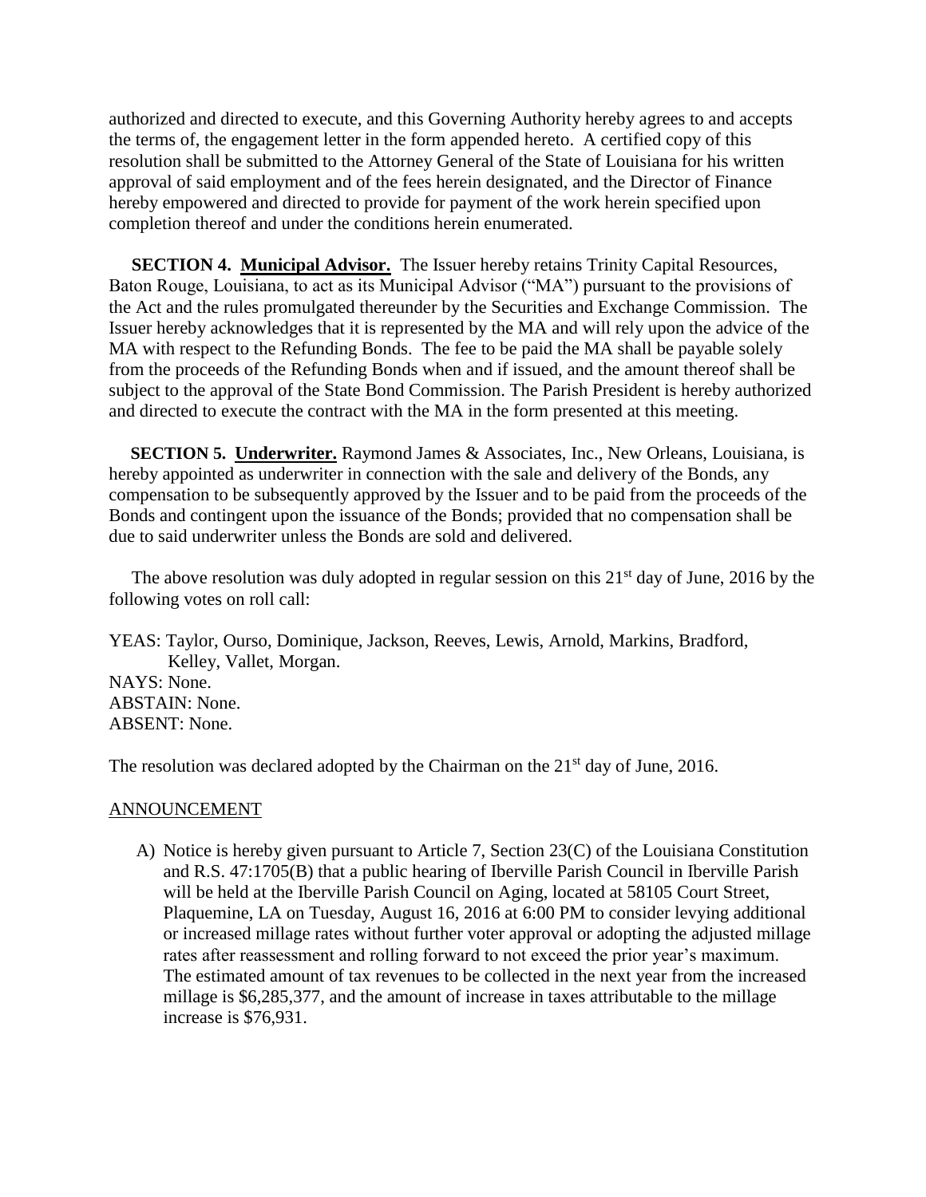authorized and directed to execute, and this Governing Authority hereby agrees to and accepts the terms of, the engagement letter in the form appended hereto. A certified copy of this resolution shall be submitted to the Attorney General of the State of Louisiana for his written approval of said employment and of the fees herein designated, and the Director of Finance hereby empowered and directed to provide for payment of the work herein specified upon completion thereof and under the conditions herein enumerated.

**SECTION 4. Municipal Advisor.** The Issuer hereby retains Trinity Capital Resources, Baton Rouge, Louisiana, to act as its Municipal Advisor ("MA") pursuant to the provisions of the Act and the rules promulgated thereunder by the Securities and Exchange Commission. The Issuer hereby acknowledges that it is represented by the MA and will rely upon the advice of the MA with respect to the Refunding Bonds. The fee to be paid the MA shall be payable solely from the proceeds of the Refunding Bonds when and if issued, and the amount thereof shall be subject to the approval of the State Bond Commission. The Parish President is hereby authorized and directed to execute the contract with the MA in the form presented at this meeting.

**SECTION 5. Underwriter.** Raymond James & Associates, Inc., New Orleans, Louisiana, is hereby appointed as underwriter in connection with the sale and delivery of the Bonds, any compensation to be subsequently approved by the Issuer and to be paid from the proceeds of the Bonds and contingent upon the issuance of the Bonds; provided that no compensation shall be due to said underwriter unless the Bonds are sold and delivered.

The above resolution was duly adopted in regular session on this 21st day of June, 2016 by the following votes on roll call:

YEAS: Taylor, Ourso, Dominique, Jackson, Reeves, Lewis, Arnold, Markins, Bradford, Kelley, Vallet, Morgan.
NAYS: None.
ABSTAIN: None.
ABSENT: None.

The resolution was declared adopted by the Chairman on the 21st day of June, 2016.

ANNOUNCEMENT

A) Notice is hereby given pursuant to Article 7, Section 23(C) of the Louisiana Constitution and R.S. 47:1705(B) that a public hearing of Iberville Parish Council in Iberville Parish will be held at the Iberville Parish Council on Aging, located at 58105 Court Street, Plaquemine, LA on Tuesday, August 16, 2016 at 6:00 PM to consider levying additional or increased millage rates without further voter approval or adopting the adjusted millage rates after reassessment and rolling forward to not exceed the prior year's maximum. The estimated amount of tax revenues to be collected in the next year from the increased millage is $6,285,377, and the amount of increase in taxes attributable to the millage increase is $76,931.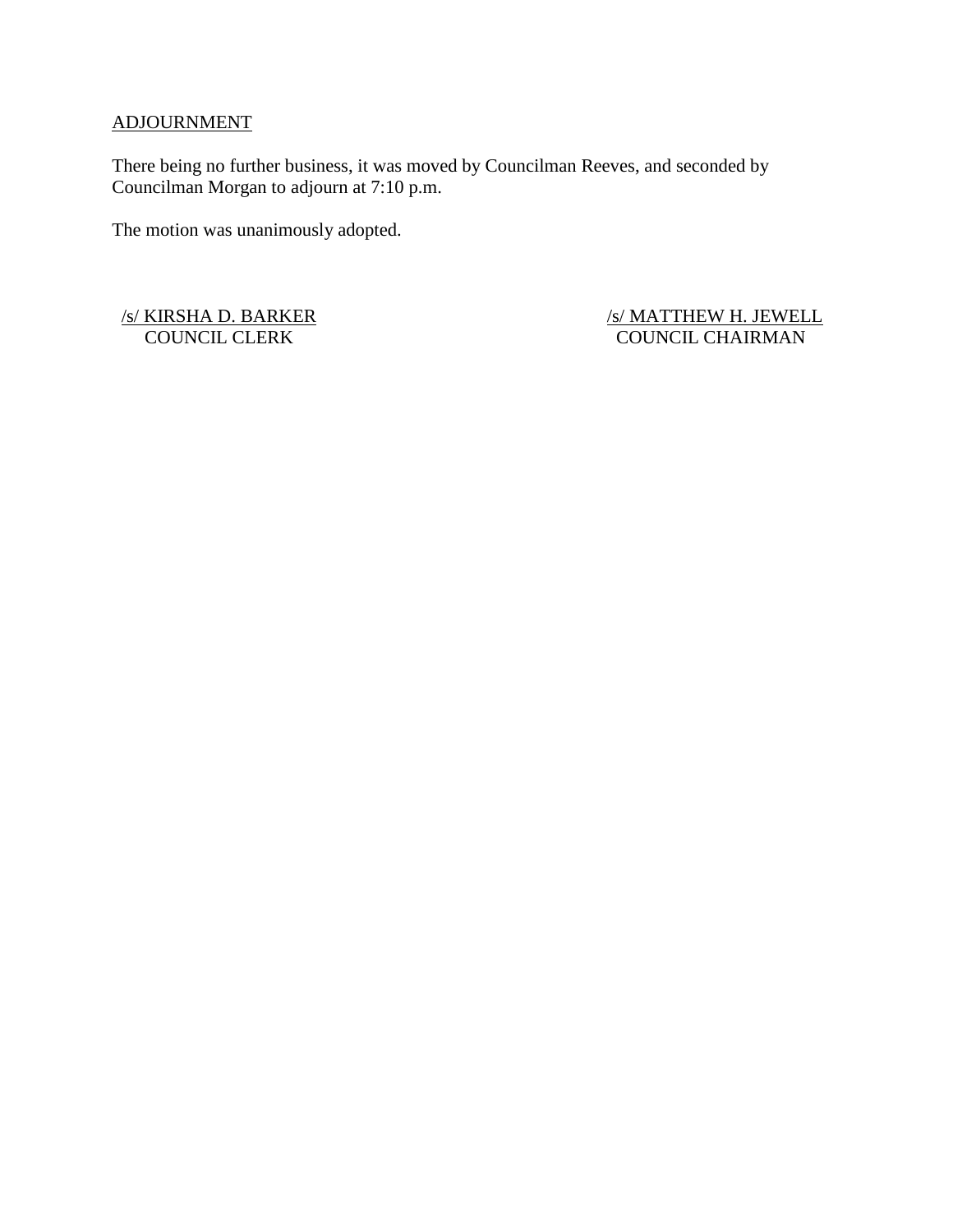ADJOURNMENT

There being no further business, it was moved by Councilman Reeves, and seconded by Councilman Morgan to adjourn at 7:10 p.m.

The motion was unanimously adopted.

/s/ KIRSHA D. BARKER
COUNCIL CLERK

/s/ MATTHEW H. JEWELL
COUNCIL CHAIRMAN